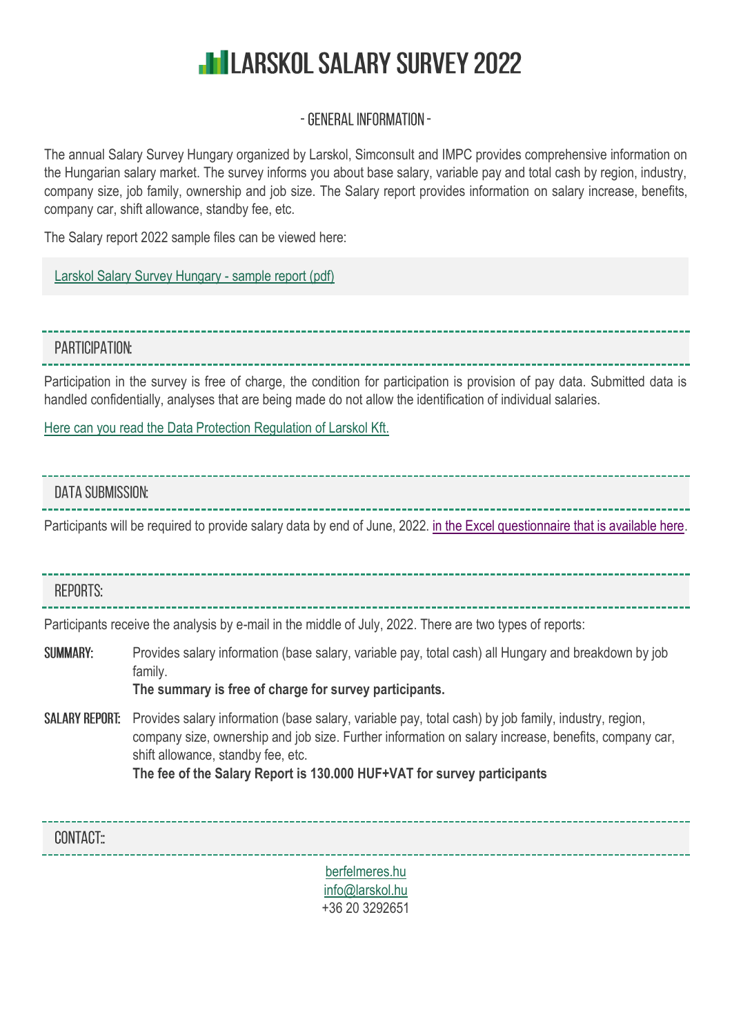# LARSKOL SALARY SURVEY 2022

## - GENERAL INFORMATION -

The annual Salary Survey Hungary organized by Larskol, Simconsult and IMPC provides comprehensive information on the Hungarian salary market. The survey informs you about base salary, variable pay and total cash by region, industry, company size, job family, ownership and job size. The Salary report provides information on salary increase, benefits, company car, shift allowance, standby fee, etc.

The Salary report 2022 sample files can be viewed here:

Larskol Salary Survey Hungary - sample report (pdf)

## PARTICIPATION:

Participation in the survey is free of charge, the condition for participation is provision of pay data. Submitted data is handled confidentially, analyses that are being made do not allow the identification of individual salaries.

Here can you read the Data Protection Regulation of Larskol Kft.

## DATA SUBMISSION:

Participants will be required to provide salary data by end of June, 2022. in the Excel questionnaire that is available here.

## REPORTS:

Participants receive the analysis by e-mail in the middle of July, 2022. There are two types of reports:

**SUMMARY:** Provides salary information (base salary, variable pay, total cash) all Hungary and breakdown by job family.
**The summary is free of charge for survey participants.**

**SALARY REPORT:** Provides salary information (base salary, variable pay, total cash) by job family, industry, region, company size, ownership and job size. Further information on salary increase, benefits, company car, shift allowance, standby fee, etc.
**The fee of the Salary Report is 130.000 HUF+VAT for survey participants**

## CONTACT::

berfelmeres.hu
info@larskol.hu
+36 20 3292651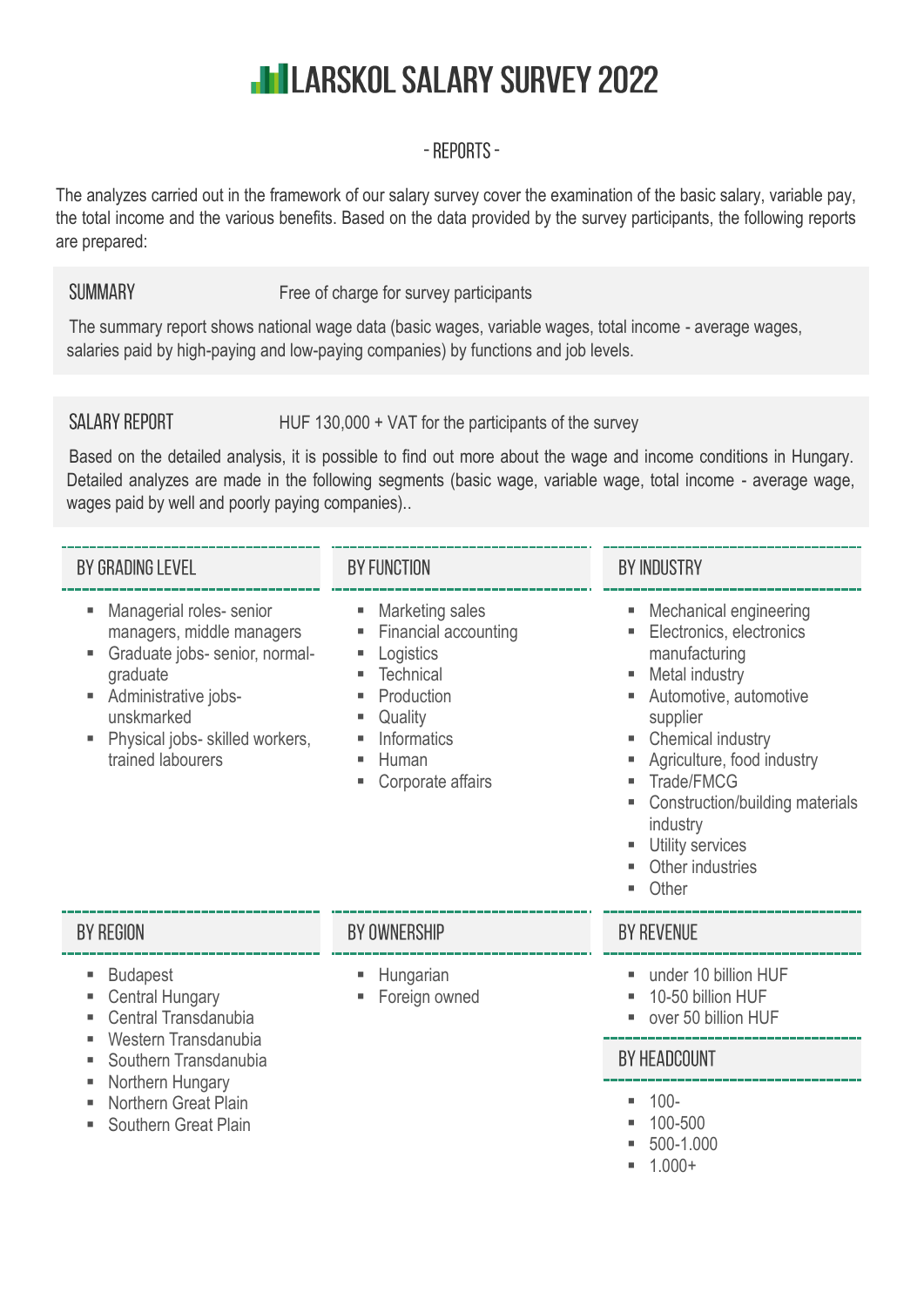# LARSKOL SALARY SURVEY 2022

## - REPORTS -

The analyzes carried out in the framework of our salary survey cover the examination of the basic salary, variable pay, the total income and the various benefits. Based on the data provided by the survey participants, the following reports are prepared:

### SUMMARY

Free of charge for survey participants

The summary report shows national wage data (basic wages, variable wages, total income - average wages, salaries paid by high-paying and low-paying companies) by functions and job levels.

### SALARY REPORT

HUF 130,000 + VAT for the participants of the survey

Based on the detailed analysis, it is possible to find out more about the wage and income conditions in Hungary. Detailed analyzes are made in the following segments (basic wage, variable wage, total income - average wage, wages paid by well and poorly paying companies)..

#### BY GRADING LEVEL

- Managerial roles- senior managers, middle managers
- Graduate jobs- senior, normal-graduate
- Administrative jobs- unskmarked
- Physical jobs- skilled workers, trained labourers

#### BY FUNCTION

- Marketing sales
- Financial accounting
- Logistics
- Technical
- Production
- Quality
- Informatics
- Human
- Corporate affairs

#### BY INDUSTRY

- Mechanical engineering
- Electronics, electronics manufacturing
- Metal industry
- Automotive, automotive supplier
- Chemical industry
- Agriculture, food industry
- Trade/FMCG
- Construction/building materials industry
- Utility services
- Other industries
- Other

#### BY REGION

- Budapest
- Central Hungary
- Central Transdanubia
- Western Transdanubia
- Southern Transdanubia
- Northern Hungary
- Northern Great Plain
- Southern Great Plain

#### BY OWNERSHIP

- Hungarian
- Foreign owned

#### BY REVENUE

- under 10 billion HUF
- 10-50 billion HUF
- over 50 billion HUF

#### BY HEADCOUNT

- 100-
- 100-500
- 500-1.000
- 1.000+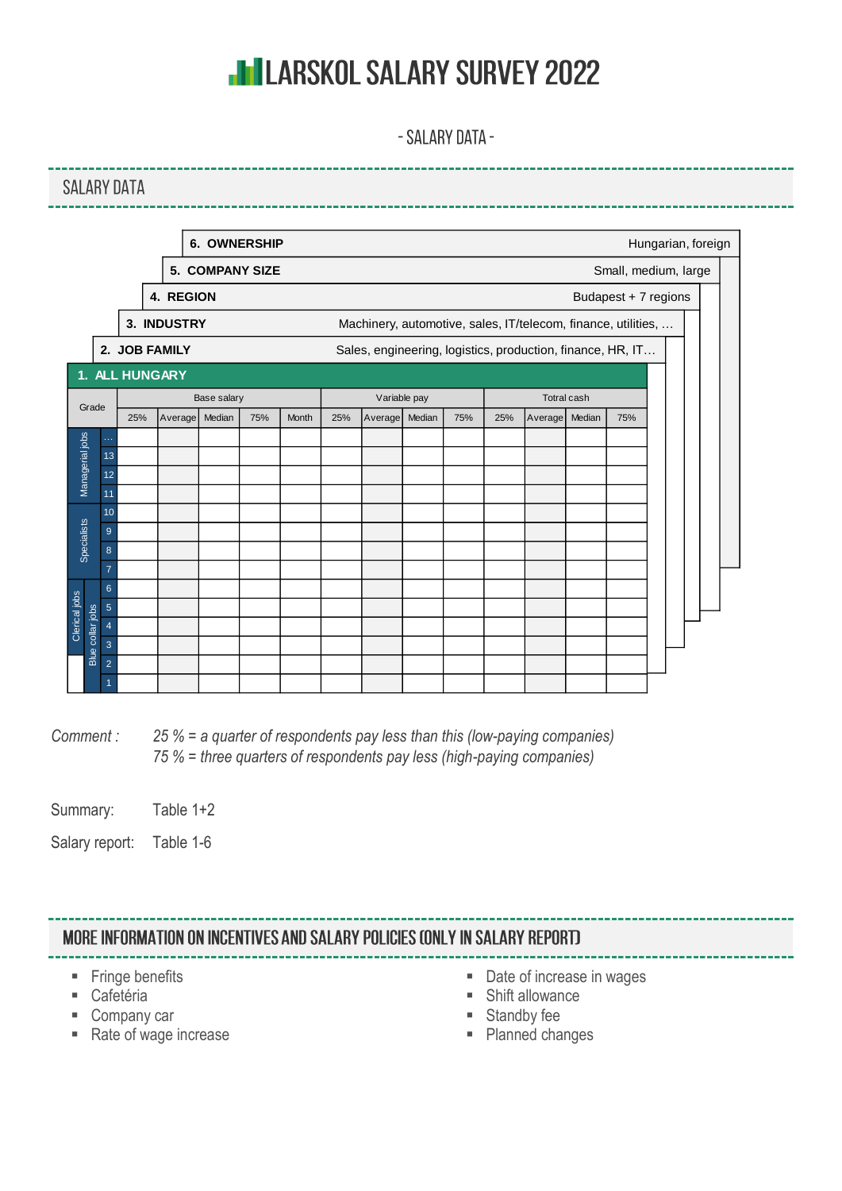# LARSKOL SALARY SURVEY 2022

- SALARY DATA -

## SALARY DATA

| | |
|---|---|
| **6. OWNERSHIP** | Hungarian, foreign |
| **5. COMPANY SIZE** | Small, medium, large |
| **4. REGION** | Budapest + 7 regions |
| **3. INDUSTRY** | Machinery, automotive, sales, IT/telecom, finance, utilities, … |
| **2. JOB FAMILY** | Sales, engineering, logistics, production, finance, HR, IT… |

**1. ALL HUNGARY**

| | Grade | Base salary | | | | | Variable pay | | | | Totral cash | | | |
|---|---|---|---|---|---|---|---|---|---|---|---|---|---|---|
| | | 25% | Average | Median | 75% | Month | 25% | Average | Median | 75% | 25% | Average | Median | 75% |
| Managerial jobs | … | | | | | | | | | | | | | |
| | 13 | | | | | | | | | | | | | |
| | 12 | | | | | | | | | | | | | |
| | 11 | | | | | | | | | | | | | |
| Specialists | 10 | | | | | | | | | | | | | |
| | 9 | | | | | | | | | | | | | |
| | 8 | | | | | | | | | | | | | |
| | 7 | | | | | | | | | | | | | |
| Clerical jobs / Blue collar jobs | 6 | | | | | | | | | | | | | |
| | 5 | | | | | | | | | | | | | |
| | 4 | | | | | | | | | | | | | |
| | 3 | | | | | | | | | | | | | |
| | 2 | | | | | | | | | | | | | |
| | 1 | | | | | | | | | | | | | |

*Comment :* *25 % = a quarter of respondents pay less than this (low-paying companies)*
*75 % = three quarters of respondents pay less (high-paying companies)*

Summary: Table 1+2

Salary report: Table 1-6

## MORE INFORMATION ON INCENTIVES AND SALARY POLICIES (ONLY IN SALARY REPORT)

- Fringe benefits
- Cafetéria
- Company car
- Rate of wage increase
- Date of increase in wages
- Shift allowance
- Standby fee
- Planned changes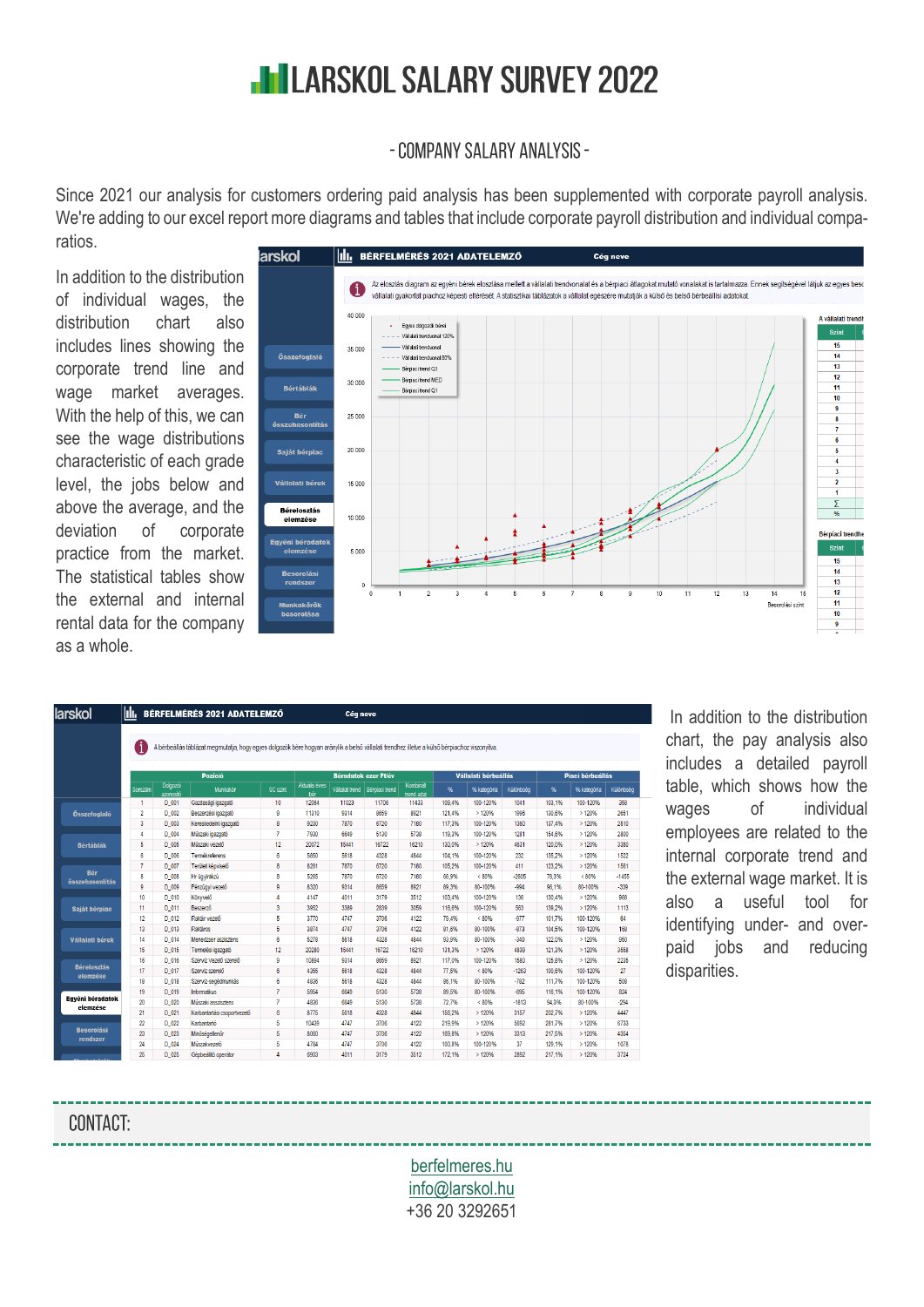# LARSKOL SALARY SURVEY 2022

- COMPANY SALARY ANALYSIS -

Since 2021 our analysis for customers ordering paid analysis has been supplemented with corporate payroll analysis. We're adding to our excel report more diagrams and tables that include corporate payroll distribution and individual compa-ratios.

In addition to the distribution of individual wages, the distribution chart also includes lines showing the corporate trend line and wage market averages. With the help of this, we can see the wage distributions characteristic of each grade level, the jobs below and above the average, and the deviation of corporate practice from the market. The statistical tables show the external and internal rental data for the company as a whole.

In addition to the distribution chart, the pay analysis also includes a detailed payroll table, which shows how the wages of individual employees are related to the internal corporate trend and the external wage market. It is also a useful tool for identifying under- and over-paid jobs and reducing disparities.

## CONTACT:

berfelmeres.hu
info@larskol.hu
+36 20 3292651